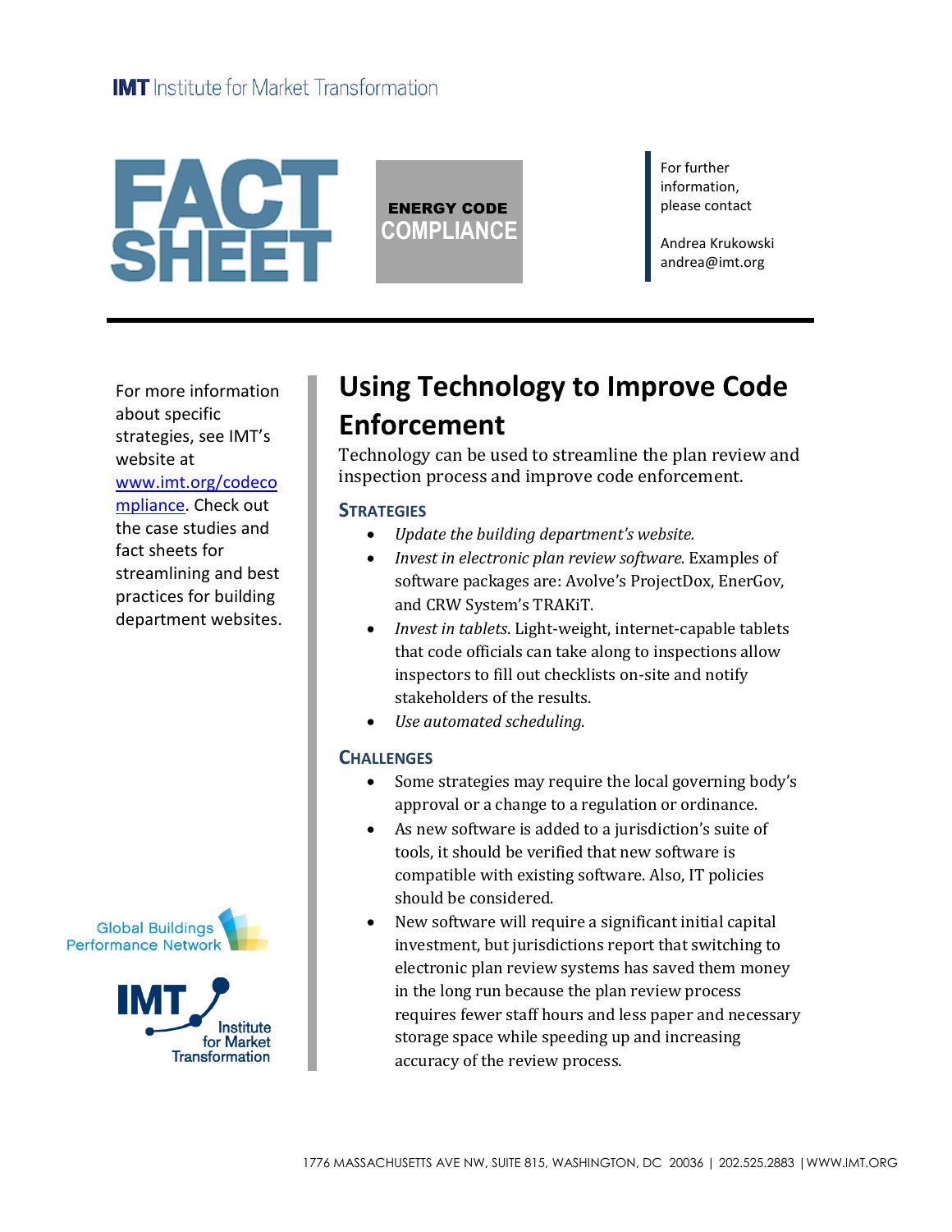IMT Institute for Market Transformation

# FACT SHEET

**ENERGY CODE COMPLIANCE**

For further information, please contact

Andrea Krukowski
andrea@imt.org

For more information about specific strategies, see IMT's website at [www.imt.org/codecompliance](http://www.imt.org/codecompliance). Check out the case studies and fact sheets for streamlining and best practices for building department websites.

## Using Technology to Improve Code Enforcement

Technology can be used to streamline the plan review and inspection process and improve code enforcement.

### STRATEGIES

- *Update the building department's website.*
- *Invest in electronic plan review software.* Examples of software packages are: Avolve's ProjectDox, EnerGov, and CRW System's TRAKiT.
- *Invest in tablets.* Light-weight, internet-capable tablets that code officials can take along to inspections allow inspectors to fill out checklists on-site and notify stakeholders of the results.
- *Use automated scheduling.*

### CHALLENGES

- Some strategies may require the local governing body's approval or a change to a regulation or ordinance.
- As new software is added to a jurisdiction's suite of tools, it should be verified that new software is compatible with existing software. Also, IT policies should be considered.
- New software will require a significant initial capital investment, but jurisdictions report that switching to electronic plan review systems has saved them money in the long run because the plan review process requires fewer staff hours and less paper and necessary storage space while speeding up and increasing accuracy of the review process.

Global Buildings Performance Network

IMT Institute for Market Transformation

1776 MASSACHUSETTS AVE NW, SUITE 815, WASHINGTON, DC 20036 | 202.525.2883 | WWW.IMT.ORG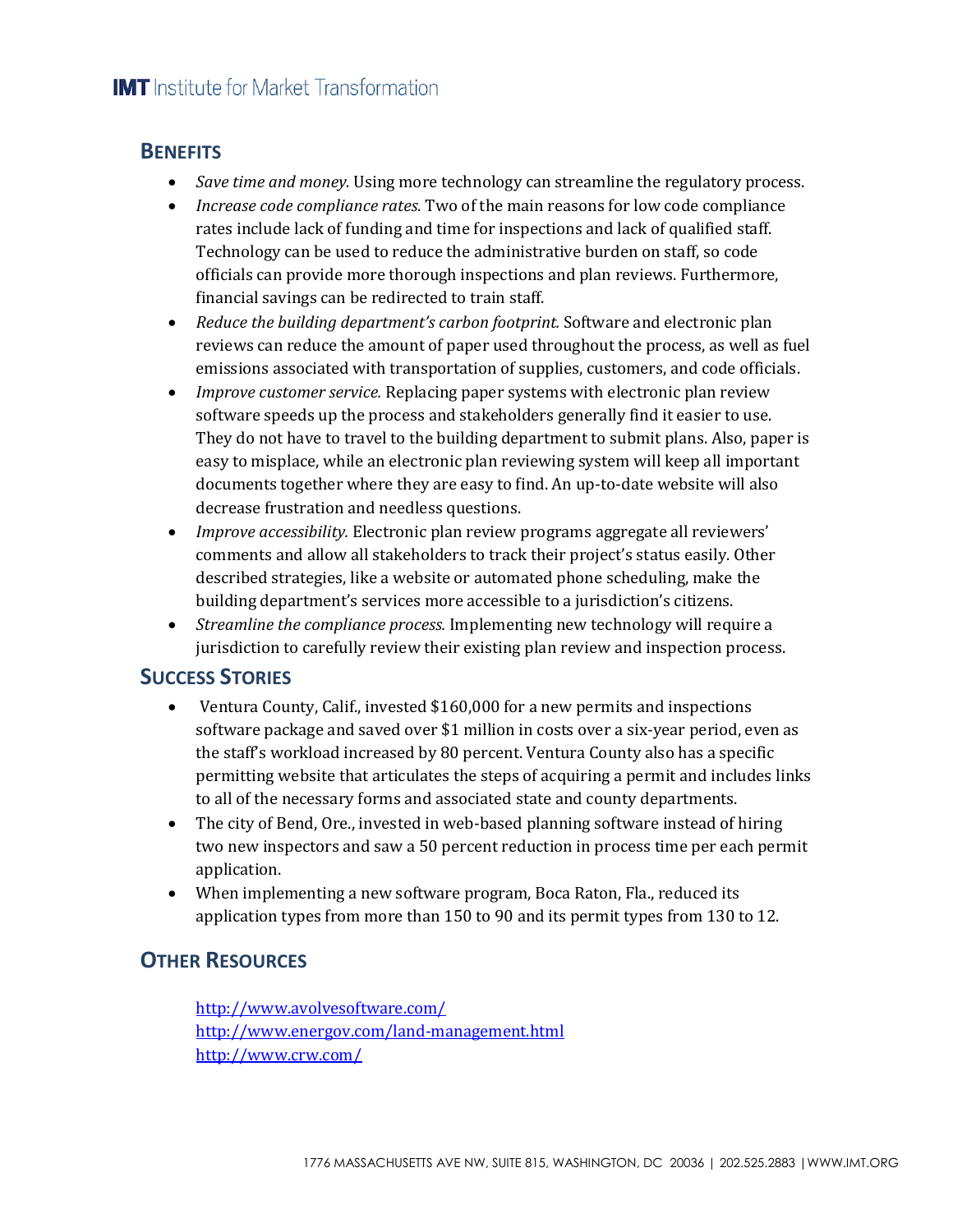## Benefits

- *Save time and money.* Using more technology can streamline the regulatory process.
- *Increase code compliance rates.* Two of the main reasons for low code compliance rates include lack of funding and time for inspections and lack of qualified staff. Technology can be used to reduce the administrative burden on staff, so code officials can provide more thorough inspections and plan reviews. Furthermore, financial savings can be redirected to train staff.
- *Reduce the building department's carbon footprint.* Software and electronic plan reviews can reduce the amount of paper used throughout the process, as well as fuel emissions associated with transportation of supplies, customers, and code officials.
- *Improve customer service.* Replacing paper systems with electronic plan review software speeds up the process and stakeholders generally find it easier to use. They do not have to travel to the building department to submit plans. Also, paper is easy to misplace, while an electronic plan reviewing system will keep all important documents together where they are easy to find. An up-to-date website will also decrease frustration and needless questions.
- *Improve accessibility.* Electronic plan review programs aggregate all reviewers' comments and allow all stakeholders to track their project's status easily. Other described strategies, like a website or automated phone scheduling, make the building department's services more accessible to a jurisdiction's citizens.
- *Streamline the compliance process.* Implementing new technology will require a jurisdiction to carefully review their existing plan review and inspection process.

## Success Stories

- Ventura County, Calif., invested $160,000 for a new permits and inspections software package and saved over $1 million in costs over a six-year period, even as the staff's workload increased by 80 percent. Ventura County also has a specific permitting website that articulates the steps of acquiring a permit and includes links to all of the necessary forms and associated state and county departments.
- The city of Bend, Ore., invested in web-based planning software instead of hiring two new inspectors and saw a 50 percent reduction in process time per each permit application.
- When implementing a new software program, Boca Raton, Fla., reduced its application types from more than 150 to 90 and its permit types from 130 to 12.

## Other Resources

http://www.avolvesoftware.com/
http://www.energov.com/land-management.html
http://www.crw.com/